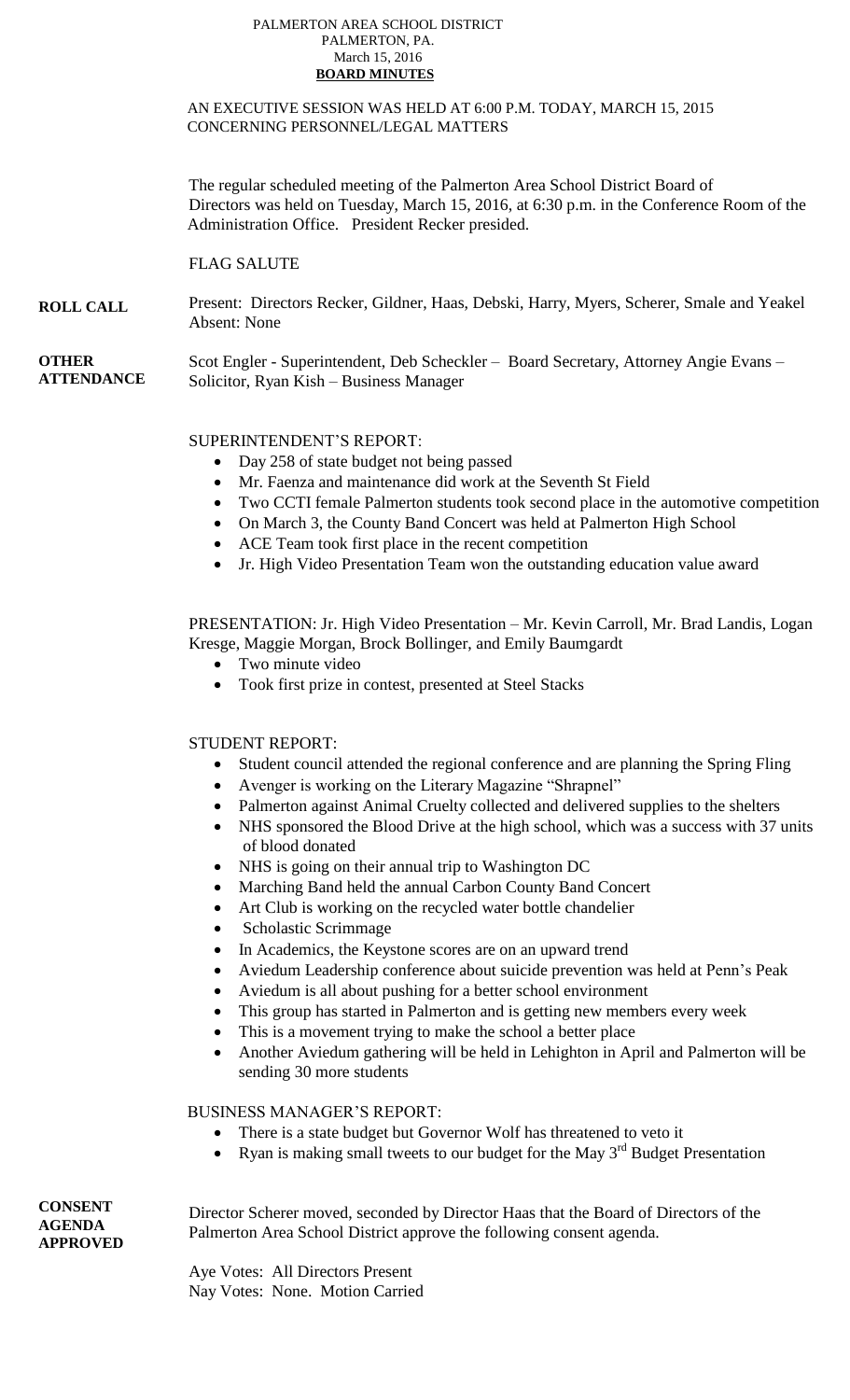PALMERTON AREA SCHOOL DISTRICT
PALMERTON, PA.
March 15, 2016
**BOARD MINUTES**

AN EXECUTIVE SESSION WAS HELD AT 6:00 P.M. TODAY, MARCH 15, 2015 CONCERNING PERSONNEL/LEGAL MATTERS

The regular scheduled meeting of the Palmerton Area School District Board of Directors was held on Tuesday, March 15, 2016, at 6:30 p.m. in the Conference Room of the Administration Office. President Recker presided.

FLAG SALUTE

**ROLL CALL**

Present: Directors Recker, Gildner, Haas, Debski, Harry, Myers, Scherer, Smale and Yeakel
Absent: None

**OTHER ATTENDANCE**

Scot Engler - Superintendent, Deb Scheckler – Board Secretary, Attorney Angie Evans – Solicitor, Ryan Kish – Business Manager

SUPERINTENDENT'S REPORT:

- Day 258 of state budget not being passed
- Mr. Faenza and maintenance did work at the Seventh St Field
- Two CCTI female Palmerton students took second place in the automotive competition
- On March 3, the County Band Concert was held at Palmerton High School
- ACE Team took first place in the recent competition
- Jr. High Video Presentation Team won the outstanding education value award

PRESENTATION: Jr. High Video Presentation – Mr. Kevin Carroll, Mr. Brad Landis, Logan Kresge, Maggie Morgan, Brock Bollinger, and Emily Baumgardt

- Two minute video
- Took first prize in contest, presented at Steel Stacks

STUDENT REPORT:

- Student council attended the regional conference and are planning the Spring Fling
- Avenger is working on the Literary Magazine "Shrapnel"
- Palmerton against Animal Cruelty collected and delivered supplies to the shelters
- NHS sponsored the Blood Drive at the high school, which was a success with 37 units of blood donated
- NHS is going on their annual trip to Washington DC
- Marching Band held the annual Carbon County Band Concert
- Art Club is working on the recycled water bottle chandelier
- Scholastic Scrimmage
- In Academics, the Keystone scores are on an upward trend
- Aviedum Leadership conference about suicide prevention was held at Penn's Peak
- Aviedum is all about pushing for a better school environment
- This group has started in Palmerton and is getting new members every week
- This is a movement trying to make the school a better place
- Another Aviedum gathering will be held in Lehighton in April and Palmerton will be sending 30 more students

BUSINESS MANAGER'S REPORT:

- There is a state budget but Governor Wolf has threatened to veto it
- Ryan is making small tweets to our budget for the May 3rd Budget Presentation

**CONSENT AGENDA APPROVED**

Director Scherer moved, seconded by Director Haas that the Board of Directors of the Palmerton Area School District approve the following consent agenda.

Aye Votes: All Directors Present
Nay Votes: None. Motion Carried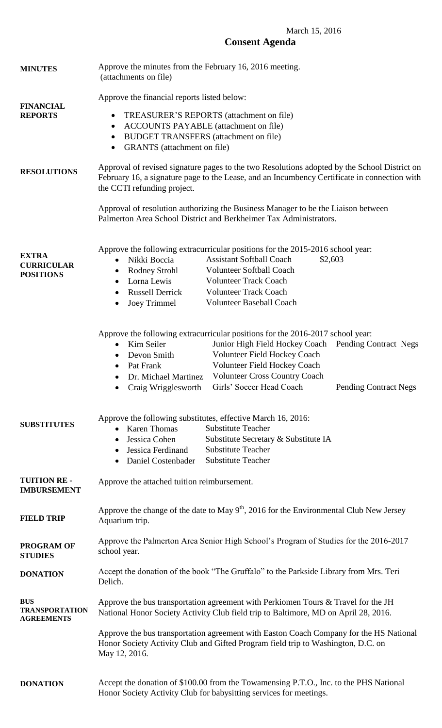March 15, 2016

# Consent Agenda

**MINUTES**

Approve the minutes from the February 16, 2016 meeting.
(attachments on file)

**FINANCIAL REPORTS**

Approve the financial reports listed below:

- TREASURER'S REPORTS (attachment on file)
- ACCOUNTS PAYABLE (attachment on file)
- BUDGET TRANSFERS (attachment on file)
- GRANTS (attachment on file)

**RESOLUTIONS**

Approval of revised signature pages to the two Resolutions adopted by the School District on February 16, a signature page to the Lease, and an Incumbency Certificate in connection with the CCTI refunding project.

Approval of resolution authorizing the Business Manager to be the Liaison between Palmerton Area School District and Berkheimer Tax Administrators.

**EXTRA CURRICULAR POSITIONS**

Approve the following extracurricular positions for the 2015-2016 school year:

- Nikki Boccia — Assistant Softball Coach — $2,603
- Rodney Strohl — Volunteer Softball Coach
- Lorna Lewis — Volunteer Track Coach
- Russell Derrick — Volunteer Track Coach
- Joey Trimmel — Volunteer Baseball Coach

Approve the following extracurricular positions for the 2016-2017 school year:

- Kim Seiler — Junior High Field Hockey Coach — Pending Contract Negs
- Devon Smith — Volunteer Field Hockey Coach
- Pat Frank — Volunteer Field Hockey Coach
- Dr. Michael Martinez — Volunteer Cross Country Coach
- Craig Wrigglesworth — Girls' Soccer Head Coach — Pending Contract Negs

**SUBSTITUTES**

Approve the following substitutes, effective March 16, 2016:

- Karen Thomas — Substitute Teacher
- Jessica Cohen — Substitute Secretary & Substitute IA
- Jessica Ferdinand — Substitute Teacher
- Daniel Costenbader — Substitute Teacher

**TUITION RE - IMBURSEMENT**

Approve the attached tuition reimbursement.

**FIELD TRIP**

Approve the change of the date to May 9th, 2016 for the Environmental Club New Jersey Aquarium trip.

**PROGRAM OF STUDIES**

Approve the Palmerton Area Senior High School's Program of Studies for the 2016-2017 school year.

**DONATION**

Accept the donation of the book "The Gruffalo" to the Parkside Library from Mrs. Teri Delich.

**BUS TRANSPORTATION AGREEMENTS**

Approve the bus transportation agreement with Perkiomen Tours & Travel for the JH National Honor Society Activity Club field trip to Baltimore, MD on April 28, 2016.

Approve the bus transportation agreement with Easton Coach Company for the HS National Honor Society Activity Club and Gifted Program field trip to Washington, D.C. on May 12, 2016.

**DONATION**

Accept the donation of $100.00 from the Towamensing P.T.O., Inc. to the PHS National Honor Society Activity Club for babysitting services for meetings.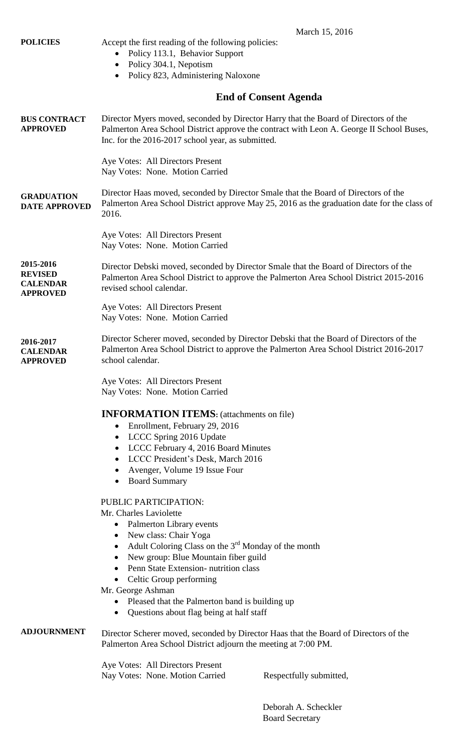March 15, 2016

**POLICIES**

Accept the first reading of the following policies:

- Policy 113.1, Behavior Support
- Policy 304.1, Nepotism
- Policy 823, Administering Naloxone

## End of Consent Agenda

**BUS CONTRACT APPROVED**

Director Myers moved, seconded by Director Harry that the Board of Directors of the Palmerton Area School District approve the contract with Leon A. George II School Buses, Inc. for the 2016-2017 school year, as submitted.

Aye Votes: All Directors Present
Nay Votes: None. Motion Carried

**GRADUATION DATE APPROVED**

Director Haas moved, seconded by Director Smale that the Board of Directors of the Palmerton Area School District approve May 25, 2016 as the graduation date for the class of 2016.

Aye Votes: All Directors Present
Nay Votes: None. Motion Carried

**2015-2016 REVISED CALENDAR APPROVED**

Director Debski moved, seconded by Director Smale that the Board of Directors of the Palmerton Area School District to approve the Palmerton Area School District 2015-2016 revised school calendar.

Aye Votes: All Directors Present
Nay Votes: None. Motion Carried

**2016-2017 CALENDAR APPROVED**

Director Scherer moved, seconded by Director Debski that the Board of Directors of the Palmerton Area School District to approve the Palmerton Area School District 2016-2017 school calendar.

Aye Votes: All Directors Present
Nay Votes: None. Motion Carried

**INFORMATION ITEMS:** (attachments on file)

- Enrollment, February 29, 2016
- LCCC Spring 2016 Update
- LCCC February 4, 2016 Board Minutes
- LCCC President's Desk, March 2016
- Avenger, Volume 19 Issue Four
- Board Summary

PUBLIC PARTICIPATION:

Mr. Charles Laviolette

- Palmerton Library events
- New class: Chair Yoga
- Adult Coloring Class on the 3rd Monday of the month
- New group: Blue Mountain fiber guild
- Penn State Extension- nutrition class
- Celtic Group performing

Mr. George Ashman

- Pleased that the Palmerton band is building up
- Questions about flag being at half staff

**ADJOURNMENT**

Director Scherer moved, seconded by Director Haas that the Board of Directors of the Palmerton Area School District adjourn the meeting at 7:00 PM.

Aye Votes: All Directors Present
Nay Votes: None. Motion Carried

Respectfully submitted,

Deborah A. Scheckler
Board Secretary